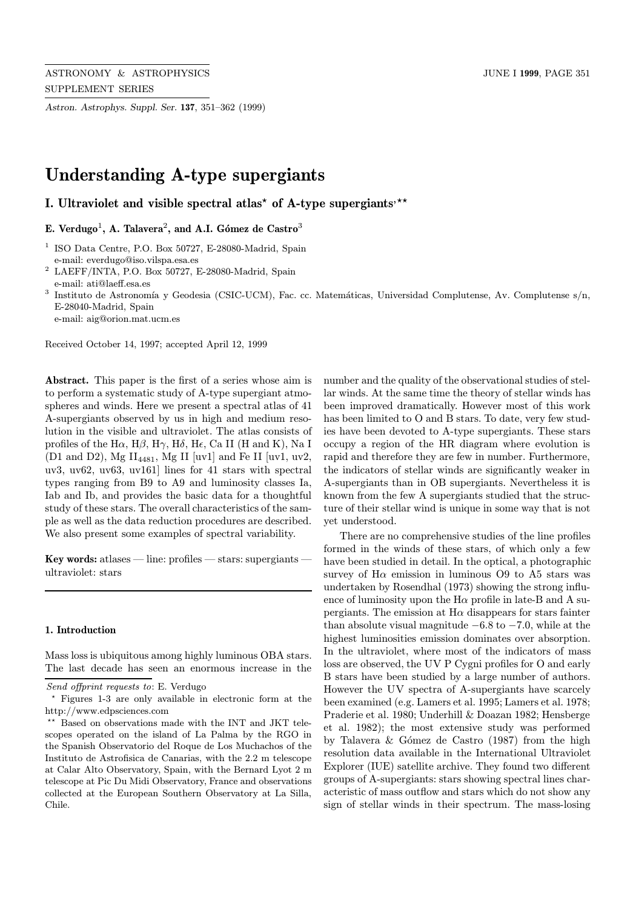# Understanding A-type supergiants

## I. Ultraviolet and visible spectral atlas* of A-type supergiants,**

**E. Verdugo[1], A. Talavera[2], and A.I. Gómez de Castro[3]**

[1] ISO Data Centre, P.O. Box 50727, E-28080-Madrid, Spain
e-mail: everdugo@iso.vilspa.esa.es

[2] LAEFF/INTA, P.O. Box 50727, E-28080-Madrid, Spain
e-mail: ati@laeff.esa.es

[3] Instituto de Astronomía y Geodesia (CSIC-UCM), Fac. cc. Matemáticas, Universidad Complutense, Av. Complutense s/n, E-28040-Madrid, Spain
e-mail: aig@orion.mat.ucm.es

Received October 14, 1997; accepted April 12, 1999

**Abstract.** This paper is the first of a series whose aim is to perform a systematic study of A-type supergiant atmospheres and winds. Here we present a spectral atlas of 41 A-supergiants observed by us in high and medium resolution in the visible and ultraviolet. The atlas consists of profiles of the Hα, Hβ, Hγ, Hδ, Hϵ, Ca II (H and K), Na I (D1 and D2), Mg $II_{4481}$, Mg II [uv1] and Fe II [uv1, uv2, uv3, uv62, uv63, uv161] lines for 41 stars with spectral types ranging from B9 to A9 and luminosity classes Ia, Iab and Ib, and provides the basic data for a thoughtful study of these stars. The overall characteristics of the sample as well as the data reduction procedures are described. We also present some examples of spectral variability.

**Key words:** atlases — line: profiles — stars: supergiants — ultraviolet: stars

### 1. Introduction

Mass loss is ubiquitous among highly luminous OBA stars. The last decade has seen an enormous increase in the number and the quality of the observational studies of stellar winds. At the same time the theory of stellar winds has been improved dramatically. However most of this work has been limited to O and B stars. To date, very few studies have been devoted to A-type supergiants. These stars occupy a region of the HR diagram where evolution is rapid and therefore they are few in number. Furthermore, the indicators of stellar winds are significantly weaker in A-supergiants than in OB supergiants. Nevertheless it is known from the few A supergiants studied that the structure of their stellar wind is unique in some way that is not yet understood.

There are no comprehensive studies of the line profiles formed in the winds of these stars, of which only a few have been studied in detail. In the optical, a photographic survey of Hα emission in luminous O9 to A5 stars was undertaken by Rosendhal (1973) showing the strong influence of luminosity upon the Hα profile in late-B and A supergiants. The emission at Hα disappears for stars fainter than absolute visual magnitude −6.8 to −7.0, while at the highest luminosities emission dominates over absorption. In the ultraviolet, where most of the indicators of mass loss are observed, the UV P Cygni profiles for O and early B stars have been studied by a large number of authors. However the UV spectra of A-supergiants have scarcely been examined (e.g. Lamers et al. 1995; Lamers et al. 1978; Praderie et al. 1980; Underhill & Doazan 1982; Hensberge et al. 1982); the most extensive study was performed by Talavera & Gómez de Castro (1987) from the high resolution data available in the International Ultraviolet Explorer (IUE) satellite archive. They found two different groups of A-supergiants: stars showing spectral lines characteristic of mass outflow and stars which do not show any sign of stellar winds in their spectrum. The mass-losing

---

*Send offprint requests to*: E. Verdugo

\* Figures 1-3 are only available in electronic form at the http://www.edpsciences.com

\*\* Based on observations made with the INT and JKT telescopes operated on the island of La Palma by the RGO in the Spanish Observatorio del Roque de Los Muchachos of the Instituto de Astrofisica de Canarias, with the 2.2 m telescope at Calar Alto Observatory, Spain, with the Bernard Lyot 2 m telescope at Pic Du Midi Observatory, France and observations collected at the European Southern Observatory at La Silla, Chile.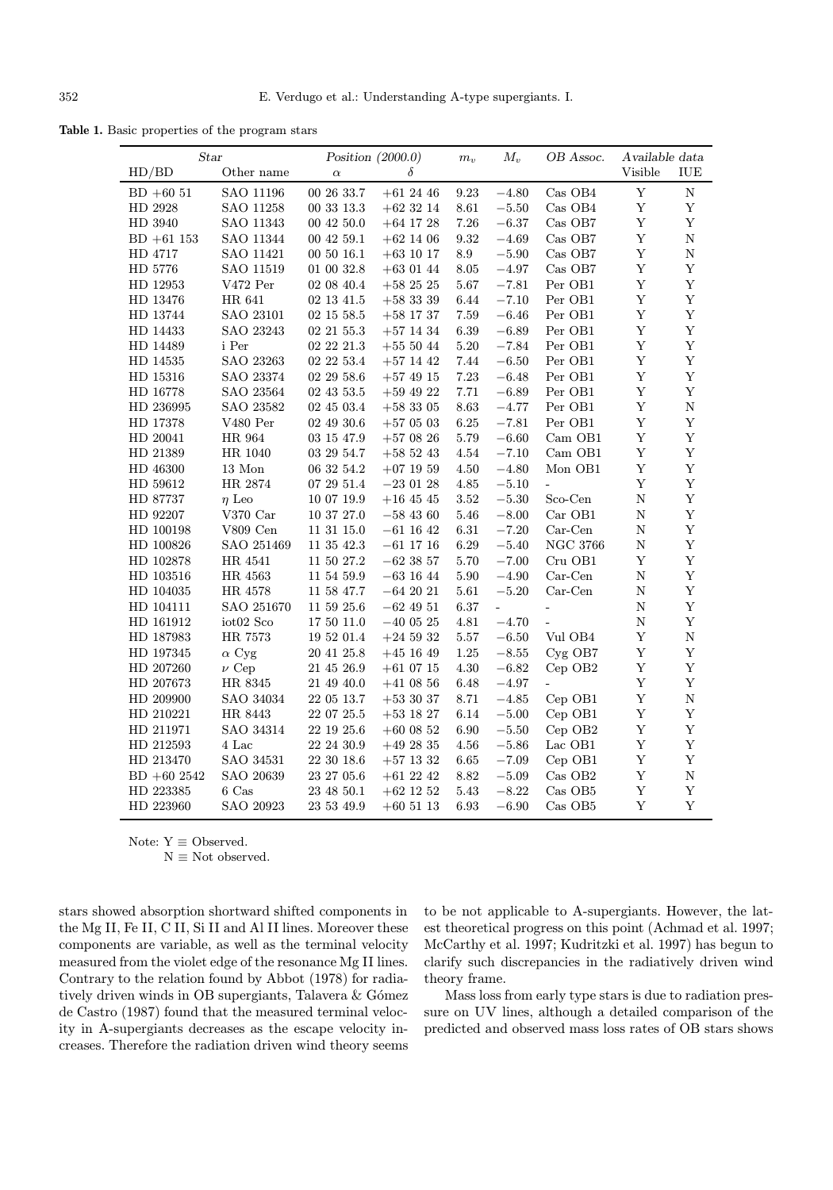**Table 1.** Basic properties of the program stars

| *Star* | | *Position (2000.0)* | | $m_v$ | $M_v$ | *OB Assoc.* | *Available data* | |
|---|---|---|---|---|---|---|---|---|
| HD/BD | Other name | $\alpha$ | $\delta$ | | | | Visible | IUE |
| BD +60 51 | SAO 11196 | 00 26 33.7 | +61 24 46 | 9.23 | −4.80 | Cas OB4 | Y | N |
| HD 2928 | SAO 11258 | 00 33 13.3 | +62 32 14 | 8.61 | −5.50 | Cas OB4 | Y | Y |
| HD 3940 | SAO 11343 | 00 42 50.0 | +64 17 28 | 7.26 | −6.37 | Cas OB7 | Y | Y |
| BD +61 153 | SAO 11344 | 00 42 59.1 | +62 14 06 | 9.32 | −4.69 | Cas OB7 | Y | N |
| HD 4717 | SAO 11421 | 00 50 16.1 | +63 10 17 | 8.9 | −5.90 | Cas OB7 | Y | N |
| HD 5776 | SAO 11519 | 01 00 32.8 | +63 01 44 | 8.05 | −4.97 | Cas OB7 | Y | Y |
| HD 12953 | V472 Per | 02 08 40.4 | +58 25 25 | 5.67 | −7.81 | Per OB1 | Y | Y |
| HD 13476 | HR 641 | 02 13 41.5 | +58 33 39 | 6.44 | −7.10 | Per OB1 | Y | Y |
| HD 13744 | SAO 23101 | 02 15 58.5 | +58 17 37 | 7.59 | −6.46 | Per OB1 | Y | Y |
| HD 14433 | SAO 23243 | 02 21 55.3 | +57 14 34 | 6.39 | −6.89 | Per OB1 | Y | Y |
| HD 14489 | i Per | 02 22 21.3 | +55 50 44 | 5.20 | −7.84 | Per OB1 | Y | Y |
| HD 14535 | SAO 23263 | 02 22 53.4 | +57 14 42 | 7.44 | −6.50 | Per OB1 | Y | Y |
| HD 15316 | SAO 23374 | 02 29 58.6 | +57 49 15 | 7.23 | −6.48 | Per OB1 | Y | Y |
| HD 16778 | SAO 23564 | 02 43 53.5 | +59 49 22 | 7.71 | −6.89 | Per OB1 | Y | Y |
| HD 236995 | SAO 23582 | 02 45 03.4 | +58 33 05 | 8.63 | −4.77 | Per OB1 | Y | N |
| HD 17378 | V480 Per | 02 49 30.6 | +57 05 03 | 6.25 | −7.81 | Per OB1 | Y | Y |
| HD 20041 | HR 964 | 03 15 47.9 | +57 08 26 | 5.79 | −6.60 | Cam OB1 | Y | Y |
| HD 21389 | HR 1040 | 03 29 54.7 | +58 52 43 | 4.54 | −7.10 | Cam OB1 | Y | Y |
| HD 46300 | 13 Mon | 06 32 54.2 | +07 19 59 | 4.50 | −4.80 | Mon OB1 | Y | Y |
| HD 59612 | HR 2874 | 07 29 51.4 | −23 01 28 | 4.85 | −5.10 | - | Y | Y |
| HD 87737 | $\eta$ Leo | 10 07 19.9 | +16 45 45 | 3.52 | −5.30 | Sco-Cen | N | Y |
| HD 92207 | V370 Car | 10 37 27.0 | −58 43 60 | 5.46 | −8.00 | Car OB1 | N | Y |
| HD 100198 | V809 Cen | 11 31 15.0 | −61 16 42 | 6.31 | −7.20 | Car-Cen | N | Y |
| HD 100826 | SAO 251469 | 11 35 42.3 | −61 17 16 | 6.29 | −5.40 | NGC 3766 | N | Y |
| HD 102878 | HR 4541 | 11 50 27.2 | −62 38 57 | 5.70 | −7.00 | Cru OB1 | Y | Y |
| HD 103516 | HR 4563 | 11 54 59.9 | −63 16 44 | 5.90 | −4.90 | Car-Cen | N | Y |
| HD 104035 | HR 4578 | 11 58 47.7 | −64 20 21 | 5.61 | −5.20 | Car-Cen | N | Y |
| HD 104111 | SAO 251670 | 11 59 25.6 | −62 49 51 | 6.37 | - | - | N | Y |
| HD 161912 | iot02 Sco | 17 50 11.0 | −40 05 25 | 4.81 | −4.70 | - | N | Y |
| HD 187983 | HR 7573 | 19 52 01.4 | +24 59 32 | 5.57 | −6.50 | Vul OB4 | Y | N |
| HD 197345 | $\alpha$ Cyg | 20 41 25.8 | +45 16 49 | 1.25 | −8.55 | Cyg OB7 | Y | Y |
| HD 207260 | $\nu$ Cep | 21 45 26.9 | +61 07 15 | 4.30 | −6.82 | Cep OB2 | Y | Y |
| HD 207673 | HR 8345 | 21 49 40.0 | +41 08 56 | 6.48 | −4.97 | - | Y | Y |
| HD 209900 | SAO 34034 | 22 05 13.7 | +53 30 37 | 8.71 | −4.85 | Cep OB1 | Y | N |
| HD 210221 | HR 8443 | 22 07 25.5 | +53 18 27 | 6.14 | −5.00 | Cep OB1 | Y | Y |
| HD 211971 | SAO 34314 | 22 19 25.6 | +60 08 52 | 6.90 | −5.50 | Cep OB2 | Y | Y |
| HD 212593 | 4 Lac | 22 24 30.9 | +49 28 35 | 4.56 | −5.86 | Lac OB1 | Y | Y |
| HD 213470 | SAO 34531 | 22 30 18.6 | +57 13 32 | 6.65 | −7.09 | Cep OB1 | Y | Y |
| BD +60 2542 | SAO 20639 | 23 27 05.6 | +61 22 42 | 8.82 | −5.09 | Cas OB2 | Y | N |
| HD 223385 | 6 Cas | 23 48 50.1 | +62 12 52 | 5.43 | −8.22 | Cas OB5 | Y | Y |
| HD 223960 | SAO 20923 | 23 53 49.9 | +60 51 13 | 6.93 | −6.90 | Cas OB5 | Y | Y |

Note: Y ≡ Observed.
N ≡ Not observed.

stars showed absorption shortward shifted components in the Mg II, Fe II, C II, Si II and Al II lines. Moreover these components are variable, as well as the terminal velocity measured from the violet edge of the resonance Mg II lines. Contrary to the relation found by Abbot (1978) for radiatively driven winds in OB supergiants, Talavera & Gómez de Castro (1987) found that the measured terminal velocity in A-supergiants decreases as the escape velocity increases. Therefore the radiation driven wind theory seems to be not applicable to A-supergiants. However, the latest theoretical progress on this point (Achmad et al. 1997; McCarthy et al. 1997; Kudritzki et al. 1997) has begun to clarify such discrepancies in the radiatively driven wind theory frame.

Mass loss from early type stars is due to radiation pressure on UV lines, although a detailed comparison of the predicted and observed mass loss rates of OB stars shows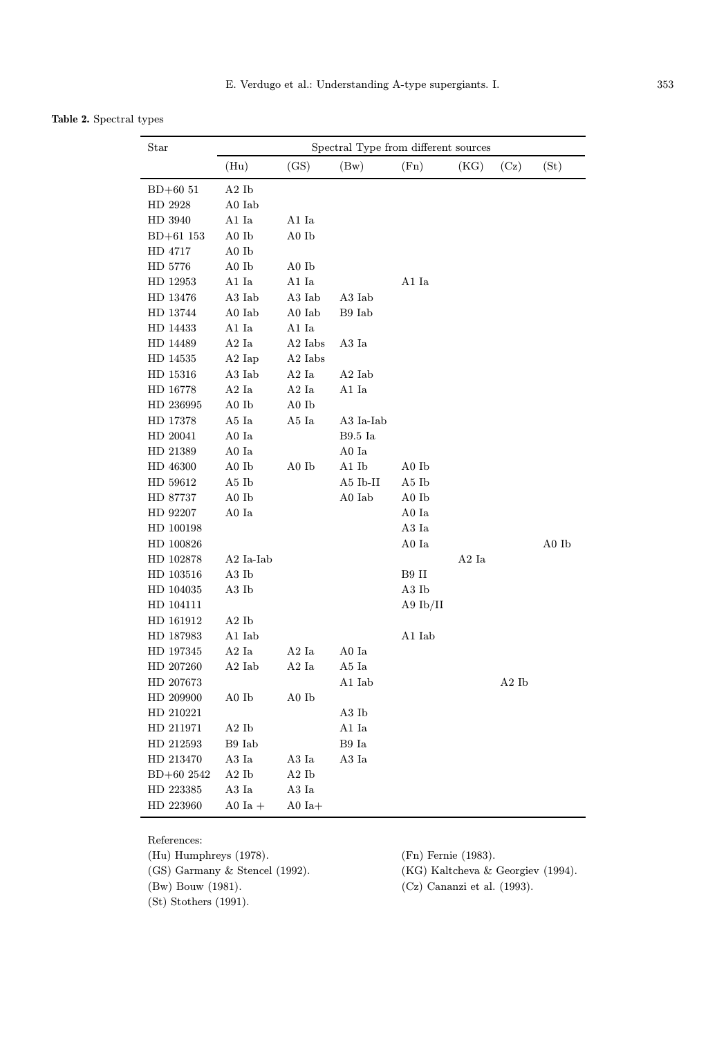**Table 2.** Spectral types

| Star | Spectral Type from different sources | | | | | | |
|---|---|---|---|---|---|---|---|
| | (Hu) | (GS) | (Bw) | (Fn) | (KG) | (Cz) | (St) |
| BD+60 51 | A2 Ib | | | | | | |
| HD 2928 | A0 Iab | | | | | | |
| HD 3940 | A1 Ia | A1 Ia | | | | | |
| BD+61 153 | A0 Ib | A0 Ib | | | | | |
| HD 4717 | A0 Ib | | | | | | |
| HD 5776 | A0 Ib | A0 Ib | | | | | |
| HD 12953 | A1 Ia | A1 Ia | | A1 Ia | | | |
| HD 13476 | A3 Iab | A3 Iab | A3 Iab | | | | |
| HD 13744 | A0 Iab | A0 Iab | B9 Iab | | | | |
| HD 14433 | A1 Ia | A1 Ia | | | | | |
| HD 14489 | A2 Ia | A2 Iabs | A3 Ia | | | | |
| HD 14535 | A2 Iap | A2 Iabs | | | | | |
| HD 15316 | A3 Iab | A2 Ia | A2 Iab | | | | |
| HD 16778 | A2 Ia | A2 Ia | A1 Ia | | | | |
| HD 236995 | A0 Ib | A0 Ib | | | | | |
| HD 17378 | A5 Ia | A5 Ia | A3 Ia-Iab | | | | |
| HD 20041 | A0 Ia | | B9.5 Ia | | | | |
| HD 21389 | A0 Ia | | A0 Ia | | | | |
| HD 46300 | A0 Ib | A0 Ib | A1 Ib | A0 Ib | | | |
| HD 59612 | A5 Ib | | A5 Ib-II | A5 Ib | | | |
| HD 87737 | A0 Ib | | A0 Iab | A0 Ib | | | |
| HD 92207 | A0 Ia | | | A0 Ia | | | |
| HD 100198 | | | | A3 Ia | | | |
| HD 100826 | | | | A0 Ia | | | A0 Ib |
| HD 102878 | A2 Ia-Iab | | | | A2 Ia | | |
| HD 103516 | A3 Ib | | | B9 II | | | |
| HD 104035 | A3 Ib | | | A3 Ib | | | |
| HD 104111 | | | | A9 Ib/II | | | |
| HD 161912 | A2 Ib | | | | | | |
| HD 187983 | A1 Iab | | | A1 Iab | | | |
| HD 197345 | A2 Ia | A2 Ia | A0 Ia | | | | |
| HD 207260 | A2 Iab | A2 Ia | A5 Ia | | | | |
| HD 207673 | | | A1 Iab | | | A2 Ib | |
| HD 209900 | A0 Ib | A0 Ib | | | | | |
| HD 210221 | | | A3 Ib | | | | |
| HD 211971 | A2 Ib | | A1 Ia | | | | |
| HD 212593 | B9 Iab | | B9 Ia | | | | |
| HD 213470 | A3 Ia | A3 Ia | A3 Ia | | | | |
| BD+60 2542 | A2 Ib | A2 Ib | | | | | |
| HD 223385 | A3 Ia | A3 Ia | | | | | |
| HD 223960 | A0 Ia + | A0 Ia+ | | | | | |

References:
(Hu) Humphreys (1978).
(GS) Garmany & Stencel (1992).
(Bw) Bouw (1981).
(St) Stothers (1991).
(Fn) Fernie (1983).
(KG) Kaltcheva & Georgiev (1994).
(Cz) Cananzi et al. (1993).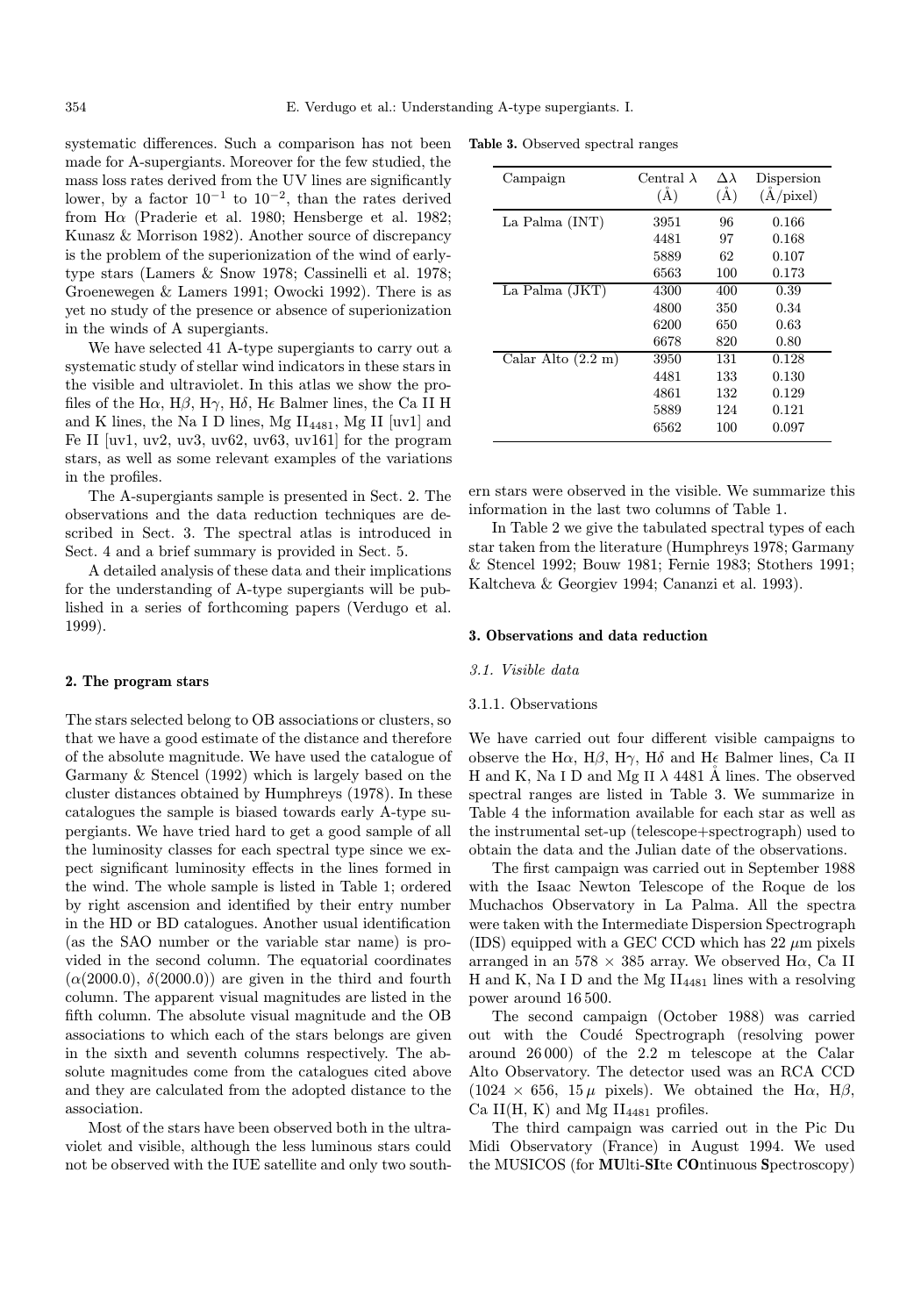systematic differences. Such a comparison has not been made for A-supergiants. Moreover for the few studied, the mass loss rates derived from the UV lines are significantly lower, by a factor $10^{-1}$ to $10^{-2}$, than the rates derived from Hα (Praderie et al. 1980; Hensberge et al. 1982; Kunasz & Morrison 1982). Another source of discrepancy is the problem of the superionization of the wind of early-type stars (Lamers & Snow 1978; Cassinelli et al. 1978; Groenewegen & Lamers 1991; Owocki 1992). There is as yet no study of the presence or absence of superionization in the winds of A supergiants.

We have selected 41 A-type supergiants to carry out a systematic study of stellar wind indicators in these stars in the visible and ultraviolet. In this atlas we show the profiles of the Hα, Hβ, Hγ, Hδ, Hϵ Balmer lines, the Ca II H and K lines, the Na I D lines, Mg $\text{II}_{4481}$, Mg II [uv1] and Fe II [uv1, uv2, uv3, uv62, uv63, uv161] for the program stars, as well as some relevant examples of the variations in the profiles.

The A-supergiants sample is presented in Sect. 2. The observations and the data reduction techniques are described in Sect. 3. The spectral atlas is introduced in Sect. 4 and a brief summary is provided in Sect. 5.

A detailed analysis of these data and their implications for the understanding of A-type supergiants will be published in a series of forthcoming papers (Verdugo et al. 1999).

## 2. The program stars

The stars selected belong to OB associations or clusters, so that we have a good estimate of the distance and therefore of the absolute magnitude. We have used the catalogue of Garmany & Stencel (1992) which is largely based on the cluster distances obtained by Humphreys (1978). In these catalogues the sample is biased towards early A-type supergiants. We have tried hard to get a good sample of all the luminosity classes for each spectral type since we expect significant luminosity effects in the lines formed in the wind. The whole sample is listed in Table 1; ordered by right ascension and identified by their entry number in the HD or BD catalogues. Another usual identification (as the SAO number or the variable star name) is provided in the second column. The equatorial coordinates ($\alpha$(2000.0), $\delta$(2000.0)) are given in the third and fourth column. The apparent visual magnitudes are listed in the fifth column. The absolute visual magnitude and the OB associations to which each of the stars belongs are given in the sixth and seventh columns respectively. The absolute magnitudes come from the catalogues cited above and they are calculated from the adopted distance to the association.

Most of the stars have been observed both in the ultraviolet and visible, although the less luminous stars could not be observed with the IUE satellite and only two southern stars were observed in the visible. We summarize this information in the last two columns of Table 1.

In Table 2 we give the tabulated spectral types of each star taken from the literature (Humphreys 1978; Garmany & Stencel 1992; Bouw 1981; Fernie 1983; Stothers 1991; Kaltcheva & Georgiev 1994; Cananzi et al. 1993).

**Table 3.** Observed spectral ranges

| Campaign | Central λ (Å) | Δλ (Å) | Dispersion (Å/pixel) |
|---|---|---|---|
| La Palma (INT) | 3951 | 96 | 0.166 |
| | 4481 | 97 | 0.168 |
| | 5889 | 62 | 0.107 |
| | 6563 | 100 | 0.173 |
| La Palma (JKT) | 4300 | 400 | 0.39 |
| | 4800 | 350 | 0.34 |
| | 6200 | 650 | 0.63 |
| | 6678 | 820 | 0.80 |
| Calar Alto (2.2 m) | 3950 | 131 | 0.128 |
| | 4481 | 133 | 0.130 |
| | 4861 | 132 | 0.129 |
| | 5889 | 124 | 0.121 |
| | 6562 | 100 | 0.097 |

## 3. Observations and data reduction

### 3.1. Visible data

#### 3.1.1. Observations

We have carried out four different visible campaigns to observe the Hα, Hβ, Hγ, Hδ and Hϵ Balmer lines, Ca II H and K, Na I D and Mg II λ 4481 Å lines. The observed spectral ranges are listed in Table 3. We summarize in Table 4 the information available for each star as well as the instrumental set-up (telescope+spectrograph) used to obtain the data and the Julian date of the observations.

The first campaign was carried out in September 1988 with the Isaac Newton Telescope of the Roque de los Muchachos Observatory in La Palma. All the spectra were taken with the Intermediate Dispersion Spectrograph (IDS) equipped with a GEC CCD which has 22 $\mu$m pixels arranged in an 578 × 385 array. We observed Hα, Ca II H and K, Na I D and the Mg $\text{II}_{4481}$ lines with a resolving power around 16 500.

The second campaign (October 1988) was carried out with the Coudé Spectrograph (resolving power around 26 000) of the 2.2 m telescope at the Calar Alto Observatory. The detector used was an RCA CCD (1024 × 656, 15 $\mu$ pixels). We obtained the Hα, Hβ, Ca II(H, K) and Mg $\text{II}_{4481}$ profiles.

The third campaign was carried out in the Pic Du Midi Observatory (France) in August 1994. We used the MUSICOS (for **MU**lti-**SI**te **CO**ntinuous **S**pectroscopy)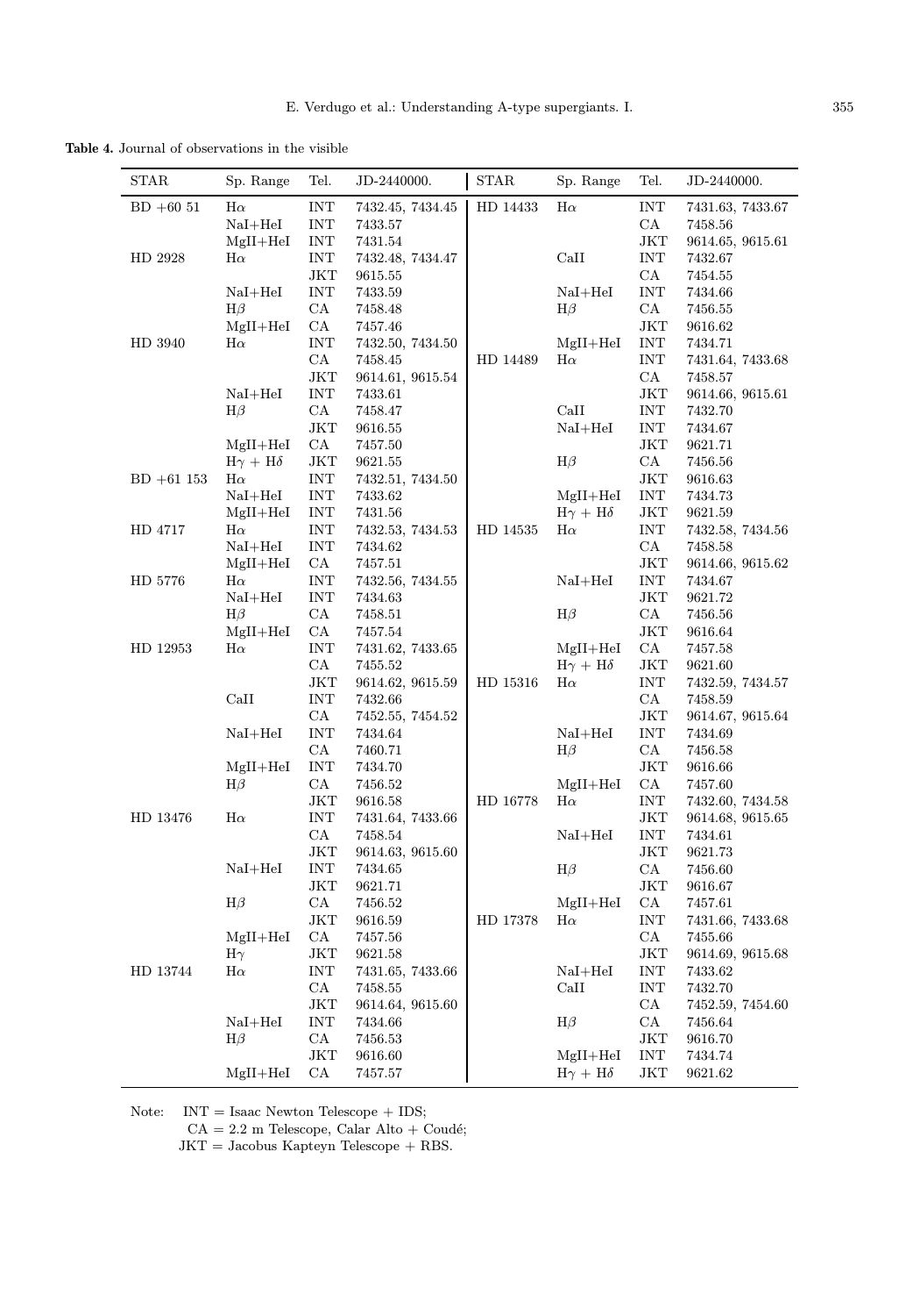**Table 4.** Journal of observations in the visible

| STAR | Sp. Range | Tel. | JD-2440000. | STAR | Sp. Range | Tel. | JD-2440000. |
|---|---|---|---|---|---|---|---|
| BD +60 51 | H$\alpha$ | INT | 7432.45, 7434.45 | HD 14433 | H$\alpha$ | INT | 7431.63, 7433.67 |
| | NaI+HeI | INT | 7433.57 | | | CA | 7458.56 |
| | MgII+HeI | INT | 7431.54 | | | JKT | 9614.65, 9615.61 |
| HD 2928 | H$\alpha$ | INT | 7432.48, 7434.47 | | CaII | INT | 7432.67 |
| | | JKT | 9615.55 | | | CA | 7454.55 |
| | NaI+HeI | INT | 7433.59 | | NaI+HeI | INT | 7434.66 |
| | H$\beta$ | CA | 7458.48 | | H$\beta$ | CA | 7456.55 |
| | MgII+HeI | CA | 7457.46 | | | JKT | 9616.62 |
| HD 3940 | H$\alpha$ | INT | 7432.50, 7434.50 | | MgII+HeI | INT | 7434.71 |
| | | CA | 7458.45 | HD 14489 | H$\alpha$ | INT | 7431.64, 7433.68 |
| | | JKT | 9614.61, 9615.54 | | | CA | 7458.57 |
| | NaI+HeI | INT | 7433.61 | | | JKT | 9614.66, 9615.61 |
| | H$\beta$ | CA | 7458.47 | | CaII | INT | 7432.70 |
| | | JKT | 9616.55 | | NaI+HeI | INT | 7434.67 |
| | MgII+HeI | CA | 7457.50 | | | JKT | 9621.71 |
| | H$\gamma$ + H$\delta$ | JKT | 9621.55 | | H$\beta$ | CA | 7456.56 |
| BD +61 153 | H$\alpha$ | INT | 7432.51, 7434.50 | | | JKT | 9616.63 |
| | NaI+HeI | INT | 7433.62 | | MgII+HeI | INT | 7434.73 |
| | MgII+HeI | INT | 7431.56 | | H$\gamma$ + H$\delta$ | JKT | 9621.59 |
| HD 4717 | H$\alpha$ | INT | 7432.53, 7434.53 | HD 14535 | H$\alpha$ | INT | 7432.58, 7434.56 |
| | NaI+HeI | INT | 7434.62 | | | CA | 7458.58 |
| | MgII+HeI | CA | 7457.51 | | | JKT | 9614.66, 9615.62 |
| HD 5776 | H$\alpha$ | INT | 7432.56, 7434.55 | | NaI+HeI | INT | 7434.67 |
| | NaI+HeI | INT | 7434.63 | | | JKT | 9621.72 |
| | H$\beta$ | CA | 7458.51 | | H$\beta$ | CA | 7456.56 |
| | MgII+HeI | CA | 7457.54 | | | JKT | 9616.64 |
| HD 12953 | H$\alpha$ | INT | 7431.62, 7433.65 | | MgII+HeI | CA | 7457.58 |
| | | CA | 7455.52 | | H$\gamma$ + H$\delta$ | JKT | 9621.60 |
| | | JKT | 9614.62, 9615.59 | HD 15316 | H$\alpha$ | INT | 7432.59, 7434.57 |
| | CaII | INT | 7432.66 | | | CA | 7458.59 |
| | | CA | 7452.55, 7454.52 | | | JKT | 9614.67, 9615.64 |
| | NaI+HeI | INT | 7434.64 | | NaI+HeI | INT | 7434.69 |
| | | CA | 7460.71 | | H$\beta$ | CA | 7456.58 |
| | MgII+HeI | INT | 7434.70 | | | JKT | 9616.66 |
| | H$\beta$ | CA | 7456.52 | | MgII+HeI | CA | 7457.60 |
| | | JKT | 9616.58 | HD 16778 | H$\alpha$ | INT | 7432.60, 7434.58 |
| HD 13476 | H$\alpha$ | INT | 7431.64, 7433.66 | | | JKT | 9614.68, 9615.65 |
| | | CA | 7458.54 | | NaI+HeI | INT | 7434.61 |
| | | JKT | 9614.63, 9615.60 | | | JKT | 9621.73 |
| | NaI+HeI | INT | 7434.65 | | H$\beta$ | CA | 7456.60 |
| | | JKT | 9621.71 | | | JKT | 9616.67 |
| | H$\beta$ | CA | 7456.52 | | MgII+HeI | CA | 7457.61 |
| | | JKT | 9616.59 | HD 17378 | H$\alpha$ | INT | 7431.66, 7433.68 |
| | MgII+HeI | CA | 7457.56 | | | CA | 7455.66 |
| | H$\gamma$ | JKT | 9621.58 | | | JKT | 9614.69, 9615.68 |
| HD 13744 | H$\alpha$ | INT | 7431.65, 7433.66 | | NaI+HeI | INT | 7433.62 |
| | | CA | 7458.55 | | CaII | INT | 7432.70 |
| | | JKT | 9614.64, 9615.60 | | | CA | 7452.59, 7454.60 |
| | NaI+HeI | INT | 7434.66 | | H$\beta$ | CA | 7456.64 |
| | H$\beta$ | CA | 7456.53 | | | JKT | 9616.70 |
| | | JKT | 9616.60 | | MgII+HeI | INT | 7434.74 |
| | MgII+HeI | CA | 7457.57 | | H$\gamma$ + H$\delta$ | JKT | 9621.62 |

Note: INT = Isaac Newton Telescope + IDS;
CA = 2.2 m Telescope, Calar Alto + Coudé;
JKT = Jacobus Kapteyn Telescope + RBS.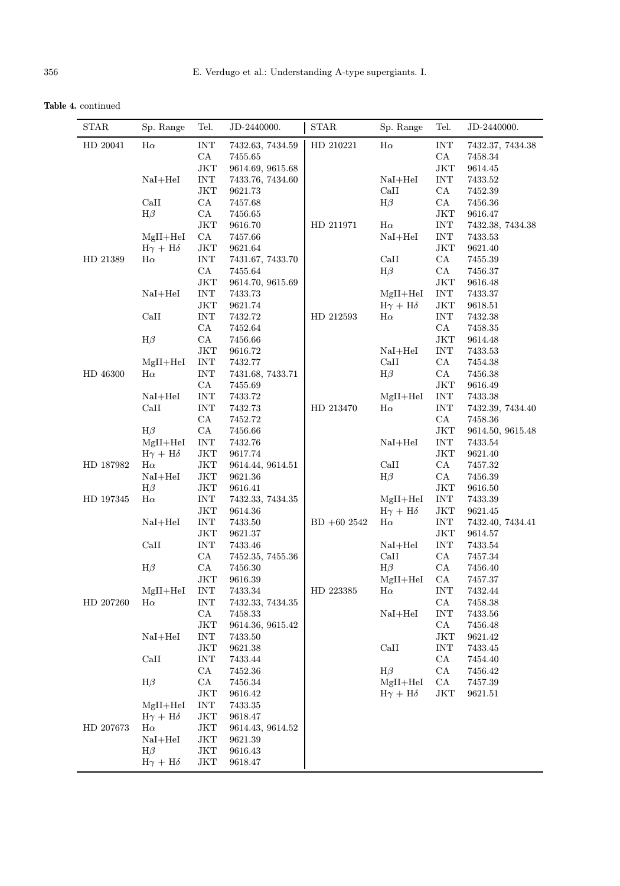**Table 4.** continued

| STAR | Sp. Range | Tel. | JD-2440000. | STAR | Sp. Range | Tel. | JD-2440000. |
|---|---|---|---|---|---|---|---|
| HD 20041 | Hα | INT | 7432.63, 7434.59 | HD 210221 | Hα | INT | 7432.37, 7434.38 |
| | | CA | 7455.65 | | | CA | 7458.34 |
| | | JKT | 9614.69, 9615.68 | | | JKT | 9614.45 |
| | NaI+HeI | INT | 7433.76, 7434.60 | | NaI+HeI | INT | 7433.52 |
| | | JKT | 9621.73 | | CaII | CA | 7452.39 |
| | CaII | CA | 7457.68 | | Hβ | CA | 7456.36 |
| | Hβ | CA | 7456.65 | | | JKT | 9616.47 |
| | | JKT | 9616.70 | HD 211971 | Hα | INT | 7432.38, 7434.38 |
| | MgII+HeI | CA | 7457.66 | | NaI+HeI | INT | 7433.53 |
| | Hγ + Hδ | JKT | 9621.64 | | | JKT | 9621.40 |
| HD 21389 | Hα | INT | 7431.67, 7433.70 | | CaII | CA | 7455.39 |
| | | CA | 7455.64 | | Hβ | CA | 7456.37 |
| | | JKT | 9614.70, 9615.69 | | | JKT | 9616.48 |
| | NaI+HeI | INT | 7433.73 | | MgII+HeI | INT | 7433.37 |
| | | JKT | 9621.74 | | Hγ + Hδ | JKT | 9618.51 |
| | CaII | INT | 7432.72 | HD 212593 | Hα | INT | 7432.38 |
| | | CA | 7452.64 | | | CA | 7458.35 |
| | Hβ | CA | 7456.66 | | | JKT | 9614.48 |
| | | JKT | 9616.72 | | NaI+HeI | INT | 7433.53 |
| | MgII+HeI | INT | 7432.77 | | CaII | CA | 7454.38 |
| HD 46300 | Hα | INT | 7431.68, 7433.71 | | Hβ | CA | 7456.38 |
| | | CA | 7455.69 | | | JKT | 9616.49 |
| | NaI+HeI | INT | 7433.72 | | MgII+HeI | INT | 7433.38 |
| | CaII | INT | 7432.73 | HD 213470 | Hα | INT | 7432.39, 7434.40 |
| | | CA | 7452.72 | | | CA | 7458.36 |
| | Hβ | CA | 7456.66 | | | JKT | 9614.50, 9615.48 |
| | MgII+HeI | INT | 7432.76 | | NaI+HeI | INT | 7433.54 |
| | Hγ + Hδ | JKT | 9617.74 | | | JKT | 9621.40 |
| HD 187982 | Hα | JKT | 9614.44, 9614.51 | | CaII | CA | 7457.32 |
| | NaI+HeI | JKT | 9621.36 | | Hβ | CA | 7456.39 |
| | Hβ | JKT | 9616.41 | | | JKT | 9616.50 |
| HD 197345 | Hα | INT | 7432.33, 7434.35 | | MgII+HeI | INT | 7433.39 |
| | | JKT | 9614.36 | | Hγ + Hδ | JKT | 9621.45 |
| | NaI+HeI | INT | 7433.50 | BD +60 2542 | Hα | INT | 7432.40, 7434.41 |
| | | JKT | 9621.37 | | | JKT | 9614.57 |
| | CaII | INT | 7433.46 | | NaI+HeI | INT | 7433.54 |
| | | CA | 7452.35, 7455.36 | | CaII | CA | 7457.34 |
| | Hβ | CA | 7456.30 | | Hβ | CA | 7456.40 |
| | | JKT | 9616.39 | | MgII+HeI | CA | 7457.37 |
| | MgII+HeI | INT | 7433.34 | HD 223385 | Hα | INT | 7432.44 |
| HD 207260 | Hα | INT | 7432.33, 7434.35 | | | CA | 7458.38 |
| | | CA | 7458.33 | | NaI+HeI | INT | 7433.56 |
| | | JKT | 9614.36, 9615.42 | | | CA | 7456.48 |
| | NaI+HeI | INT | 7433.50 | | | JKT | 9621.42 |
| | | JKT | 9621.38 | | CaII | INT | 7433.45 |
| | CaII | INT | 7433.44 | | | CA | 7454.40 |
| | | CA | 7452.36 | | Hβ | CA | 7456.42 |
| | Hβ | CA | 7456.34 | | MgII+HeI | CA | 7457.39 |
| | | JKT | 9616.42 | | Hγ + Hδ | JKT | 9621.51 |
| | MgII+HeI | INT | 7433.35 | | | | |
| | Hγ + Hδ | JKT | 9618.47 | | | | |
| HD 207673 | Hα | JKT | 9614.43, 9614.52 | | | | |
| | NaI+HeI | JKT | 9621.39 | | | | |
| | Hβ | JKT | 9616.43 | | | | |
| | Hγ + Hδ | JKT | 9618.47 | | | | |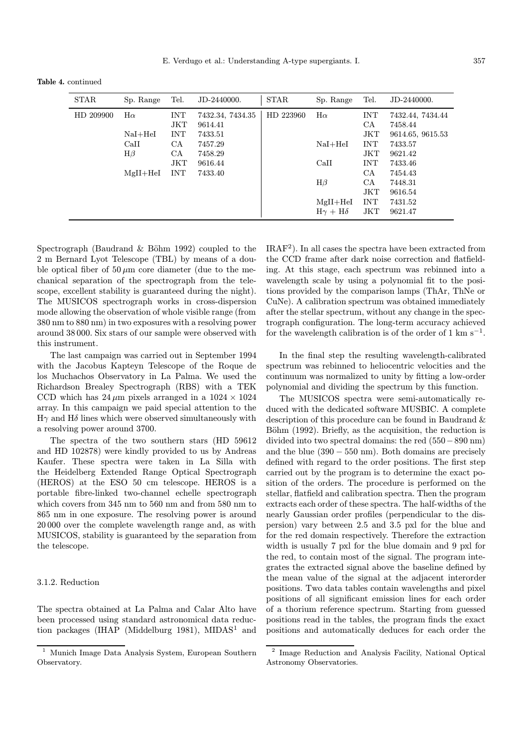**Table 4.** continued

| STAR | Sp. Range | Tel. | JD-2440000. | STAR | Sp. Range | Tel. | JD-2440000. |
|---|---|---|---|---|---|---|---|
| HD 209900 | Hα | INT | 7432.34, 7434.35 | HD 223960 | Hα | INT | 7432.44, 7434.44 |
| | | JKT | 9614.41 | | | CA | 7458.44 |
| | NaI+HeI | INT | 7433.51 | | | JKT | 9614.65, 9615.53 |
| | CaII | CA | 7457.29 | | NaI+HeI | INT | 7433.57 |
| | Hβ | CA | 7458.29 | | | JKT | 9621.42 |
| | | JKT | 9616.44 | | CaII | INT | 7433.46 |
| | MgII+HeI | INT | 7433.40 | | | CA | 7454.43 |
| | | | | | Hβ | CA | 7448.31 |
| | | | | | | JKT | 9616.54 |
| | | | | | MgII+HeI | INT | 7431.52 |
| | | | | | Hγ + Hδ | JKT | 9621.47 |

Spectrograph (Baudrand & Böhm 1992) coupled to the 2 m Bernard Lyot Telescope (TBL) by means of a double optical fiber of 50 μm core diameter (due to the mechanical separation of the spectrograph from the telescope, excellent stability is guaranteed during the night). The MUSICOS spectrograph works in cross-dispersion mode allowing the observation of whole visible range (from 380 nm to 880 nm) in two exposures with a resolving power around 38 000. Six stars of our sample were observed with this instrument.

The last campaign was carried out in September 1994 with the Jacobus Kapteyn Telescope of the Roque de los Muchachos Observatory in La Palma. We used the Richardson Brealey Spectrograph (RBS) with a TEK CCD which has 24 μm pixels arranged in a $1024 \times 1024$ array. In this campaign we paid special attention to the Hγ and Hδ lines which were observed simultaneously with a resolving power around 3700.

The spectra of the two southern stars (HD 59612 and HD 102878) were kindly provided to us by Andreas Kaufer. These spectra were taken in La Silla with the Heidelberg Extended Range Optical Spectrograph (HEROS) at the ESO 50 cm telescope. HEROS is a portable fibre-linked two-channel echelle spectrograph which covers from 345 nm to 560 nm and from 580 nm to 865 nm in one exposure. The resolving power is around 20 000 over the complete wavelength range and, as with MUSICOS, stability is guaranteed by the separation from the telescope.

### 3.1.2. Reduction

The spectra obtained at La Palma and Calar Alto have been processed using standard astronomical data reduction packages (IHAP (Middelburg 1981), MIDAS[1] and IRAF[2]). In all cases the spectra have been extracted from the CCD frame after dark noise correction and flatfielding. At this stage, each spectrum was rebinned into a wavelength scale by using a polynomial fit to the positions provided by the comparison lamps (ThAr, ThNe or CuNe). A calibration spectrum was obtained immediately after the stellar spectrum, without any change in the spectrograph configuration. The long-term accuracy achieved for the wavelength calibration is of the order of 1 km s$^{-1}$.

In the final step the resulting wavelength-calibrated spectrum was rebinned to heliocentric velocities and the continuum was normalized to unity by fitting a low-order polynomial and dividing the spectrum by this function.

The MUSICOS spectra were semi-automatically reduced with the dedicated software MUSBIC. A complete description of this procedure can be found in Baudrand & Böhm (1992). Briefly, as the acquisition, the reduction is divided into two spectral domains: the red ($550-890$ nm) and the blue ($390-550$ nm). Both domains are precisely defined with regard to the order positions. The first step carried out by the program is to determine the exact position of the orders. The procedure is performed on the stellar, flatfield and calibration spectra. Then the program extracts each order of these spectra. The half-widths of the nearly Gaussian order profiles (perpendicular to the dispersion) vary between 2.5 and 3.5 pxl for the blue and for the red domain respectively. Therefore the extraction width is usually 7 pxl for the blue domain and 9 pxl for the red, to contain most of the signal. The program integrates the extracted signal above the baseline defined by the mean value of the signal at the adjacent interorder positions. Two data tables contain wavelengths and pixel positions of all significant emission lines for each order of a thorium reference spectrum. Starting from guessed positions read in the tables, the program finds the exact positions and automatically deduces for each order the

[1] Munich Image Data Analysis System, European Southern Observatory.

[2] Image Reduction and Analysis Facility, National Optical Astronomy Observatories.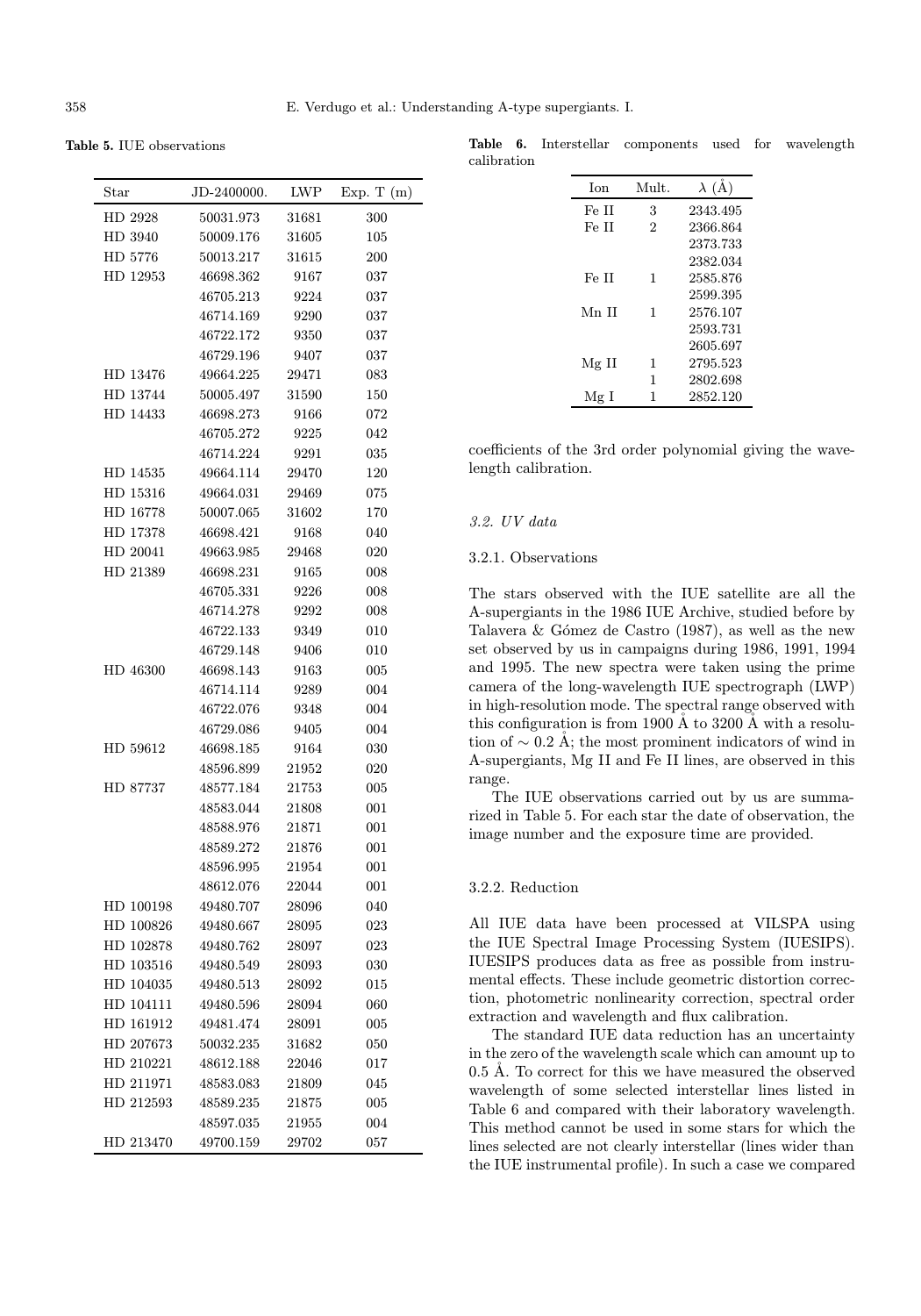**Table 5.** IUE observations

| Star | JD-2400000. | LWP | Exp. T (m) |
|---|---|---|---|
| HD 2928 | 50031.973 | 31681 | 300 |
| HD 3940 | 50009.176 | 31605 | 105 |
| HD 5776 | 50013.217 | 31615 | 200 |
| HD 12953 | 46698.362 | 9167 | 037 |
| | 46705.213 | 9224 | 037 |
| | 46714.169 | 9290 | 037 |
| | 46722.172 | 9350 | 037 |
| | 46729.196 | 9407 | 037 |
| HD 13476 | 49664.225 | 29471 | 083 |
| HD 13744 | 50005.497 | 31590 | 150 |
| HD 14433 | 46698.273 | 9166 | 072 |
| | 46705.272 | 9225 | 042 |
| | 46714.224 | 9291 | 035 |
| HD 14535 | 49664.114 | 29470 | 120 |
| HD 15316 | 49664.031 | 29469 | 075 |
| HD 16778 | 50007.065 | 31602 | 170 |
| HD 17378 | 46698.421 | 9168 | 040 |
| HD 20041 | 49663.985 | 29468 | 020 |
| HD 21389 | 46698.231 | 9165 | 008 |
| | 46705.331 | 9226 | 008 |
| | 46714.278 | 9292 | 008 |
| | 46722.133 | 9349 | 010 |
| | 46729.148 | 9406 | 010 |
| HD 46300 | 46698.143 | 9163 | 005 |
| | 46714.114 | 9289 | 004 |
| | 46722.076 | 9348 | 004 |
| | 46729.086 | 9405 | 004 |
| HD 59612 | 46698.185 | 9164 | 030 |
| | 48596.899 | 21952 | 020 |
| HD 87737 | 48577.184 | 21753 | 005 |
| | 48583.044 | 21808 | 001 |
| | 48588.976 | 21871 | 001 |
| | 48589.272 | 21876 | 001 |
| | 48596.995 | 21954 | 001 |
| | 48612.076 | 22044 | 001 |
| HD 100198 | 49480.707 | 28096 | 040 |
| HD 100826 | 49480.667 | 28095 | 023 |
| HD 102878 | 49480.762 | 28097 | 023 |
| HD 103516 | 49480.549 | 28093 | 030 |
| HD 104035 | 49480.513 | 28092 | 015 |
| HD 104111 | 49480.596 | 28094 | 060 |
| HD 161912 | 49481.474 | 28091 | 005 |
| HD 207673 | 50032.235 | 31682 | 050 |
| HD 210221 | 48612.188 | 22046 | 017 |
| HD 211971 | 48583.083 | 21809 | 045 |
| HD 212593 | 48589.235 | 21875 | 005 |
| | 48597.035 | 21955 | 004 |
| HD 213470 | 49700.159 | 29702 | 057 |

**Table 6.** Interstellar components used for wavelength calibration

| Ion | Mult. | λ (Å) |
|---|---|---|
| Fe II | 3 | 2343.495 |
| Fe II | 2 | 2366.864 |
| | | 2373.733 |
| | | 2382.034 |
| Fe II | 1 | 2585.876 |
| | | 2599.395 |
| Mn II | 1 | 2576.107 |
| | | 2593.731 |
| | | 2605.697 |
| Mg II | 1 | 2795.523 |
| | 1 | 2802.698 |
| Mg I | 1 | 2852.120 |

coefficients of the 3rd order polynomial giving the wavelength calibration.

### 3.2. UV data

#### 3.2.1. Observations

The stars observed with the IUE satellite are all the A-supergiants in the 1986 IUE Archive, studied before by Talavera & Gómez de Castro (1987), as well as the new set observed by us in campaigns during 1986, 1991, 1994 and 1995. The new spectra were taken using the prime camera of the long-wavelength IUE spectrograph (LWP) in high-resolution mode. The spectral range observed with this configuration is from 1900 Å to 3200 Å with a resolution of ∼ 0.2 Å; the most prominent indicators of wind in A-supergiants, Mg II and Fe II lines, are observed in this range.

The IUE observations carried out by us are summarized in Table 5. For each star the date of observation, the image number and the exposure time are provided.

#### 3.2.2. Reduction

All IUE data have been processed at VILSPA using the IUE Spectral Image Processing System (IUESIPS). IUESIPS produces data as free as possible from instrumental effects. These include geometric distortion correction, photometric nonlinearity correction, spectral order extraction and wavelength and flux calibration.

The standard IUE data reduction has an uncertainty in the zero of the wavelength scale which can amount up to 0.5 Å. To correct for this we have measured the observed wavelength of some selected interstellar lines listed in Table 6 and compared with their laboratory wavelength. This method cannot be used in some stars for which the lines selected are not clearly interstellar (lines wider than the IUE instrumental profile). In such a case we compared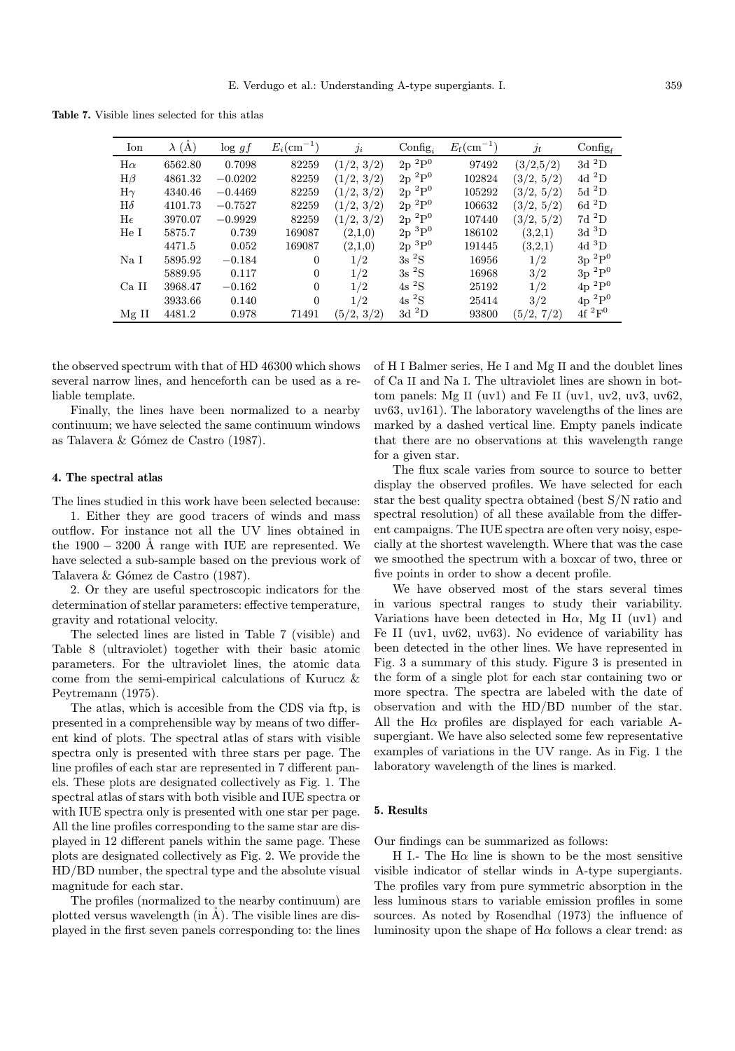**Table 7.** Visible lines selected for this atlas

| Ion | $\lambda$ (Å) | log $gf$ | $E_i(\mathrm{cm}^{-1})$ | $j_i$ | Config$_i$ | $E_f(\mathrm{cm}^{-1})$ | $j_f$ | Config$_f$ |
|---|---|---|---|---|---|---|---|---|
| H$\alpha$ | 6562.80 | 0.7098 | 82259 | (1/2, 3/2) | 2p $^2$P$^0$ | 97492 | (3/2,5/2) | 3d $^2$D |
| H$\beta$ | 4861.32 | $-0.0202$ | 82259 | (1/2, 3/2) | 2p $^2$P$^0$ | 102824 | (3/2, 5/2) | 4d $^2$D |
| H$\gamma$ | 4340.46 | $-0.4469$ | 82259 | (1/2, 3/2) | 2p $^2$P$^0$ | 105292 | (3/2, 5/2) | 5d $^2$D |
| H$\delta$ | 4101.73 | $-0.7527$ | 82259 | (1/2, 3/2) | 2p $^2$P$^0$ | 106632 | (3/2, 5/2) | 6d $^2$D |
| H$\epsilon$ | 3970.07 | $-0.9929$ | 82259 | (1/2, 3/2) | 2p $^2$P$^0$ | 107440 | (3/2, 5/2) | 7d $^2$D |
| He I | 5875.7 | 0.739 | 169087 | (2,1,0) | 2p $^3$P$^0$ | 186102 | (3,2,1) | 3d $^3$D |
| | 4471.5 | 0.052 | 169087 | (2,1,0) | 2p $^3$P$^0$ | 191445 | (3,2,1) | 4d $^3$D |
| Na I | 5895.92 | $-0.184$ | 0 | 1/2 | 3s $^2$S | 16956 | 1/2 | 3p $^2$P$^0$ |
| | 5889.95 | 0.117 | 0 | 1/2 | 3s $^2$S | 16968 | 3/2 | 3p $^2$P$^0$ |
| Ca II | 3968.47 | $-0.162$ | 0 | 1/2 | 4s $^2$S | 25192 | 1/2 | 4p $^2$P$^0$ |
| | 3933.66 | 0.140 | 0 | 1/2 | 4s $^2$S | 25414 | 3/2 | 4p $^2$P$^0$ |
| Mg II | 4481.2 | 0.978 | 71491 | (5/2, 3/2) | 3d $^2$D | 93800 | (5/2, 7/2) | 4f $^2$F$^0$ |

the observed spectrum with that of HD 46300 which shows several narrow lines, and henceforth can be used as a reliable template.

Finally, the lines have been normalized to a nearby continuum; we have selected the same continuum windows as Talavera & Gómez de Castro (1987).

## 4. The spectral atlas

The lines studied in this work have been selected because:

1. Either they are good tracers of winds and mass outflow. For instance not all the UV lines obtained in the 1900 − 3200 Å range with IUE are represented. We have selected a sub-sample based on the previous work of Talavera & Gómez de Castro (1987).

2. Or they are useful spectroscopic indicators for the determination of stellar parameters: effective temperature, gravity and rotational velocity.

The selected lines are listed in Table 7 (visible) and Table 8 (ultraviolet) together with their basic atomic parameters. For the ultraviolet lines, the atomic data come from the semi-empirical calculations of Kurucz & Peytremann (1975).

The atlas, which is accesible from the CDS via ftp, is presented in a comprehensible way by means of two different kind of plots. The spectral atlas of stars with visible spectra only is presented with three stars per page. The line profiles of each star are represented in 7 different panels. These plots are designated collectively as Fig. 1. The spectral atlas of stars with both visible and IUE spectra or with IUE spectra only is presented with one star per page. All the line profiles corresponding to the same star are displayed in 12 different panels within the same page. These plots are designated collectively as Fig. 2. We provide the HD/BD number, the spectral type and the absolute visual magnitude for each star.

The profiles (normalized to the nearby continuum) are plotted versus wavelength (in Å). The visible lines are displayed in the first seven panels corresponding to: the lines of H I Balmer series, He I and Mg II and the doublet lines of Ca II and Na I. The ultraviolet lines are shown in bottom panels: Mg II (uv1) and Fe II (uv1, uv2, uv3, uv62, uv63, uv161). The laboratory wavelengths of the lines are marked by a dashed vertical line. Empty panels indicate that there are no observations at this wavelength range for a given star.

The flux scale varies from source to source to better display the observed profiles. We have selected for each star the best quality spectra obtained (best S/N ratio and spectral resolution) of all these available from the different campaigns. The IUE spectra are often very noisy, especially at the shortest wavelength. Where that was the case we smoothed the spectrum with a boxcar of two, three or five points in order to show a decent profile.

We have observed most of the stars several times in various spectral ranges to study their variability. Variations have been detected in H$\alpha$, Mg II (uv1) and Fe II (uv1, uv62, uv63). No evidence of variability has been detected in the other lines. We have represented in Fig. 3 a summary of this study. Figure 3 is presented in the form of a single plot for each star containing two or more spectra. The spectra are labeled with the date of observation and with the HD/BD number of the star. All the H$\alpha$ profiles are displayed for each variable A-supergiant. We have also selected some few representative examples of variations in the UV range. As in Fig. 1 the laboratory wavelength of the lines is marked.

## 5. Results

Our findings can be summarized as follows:

H I.- The H$\alpha$ line is shown to be the most sensitive visible indicator of stellar winds in A-type supergiants. The profiles vary from pure symmetric absorption in the less luminous stars to variable emission profiles in some sources. As noted by Rosendhal (1973) the influence of luminosity upon the shape of H$\alpha$ follows a clear trend: as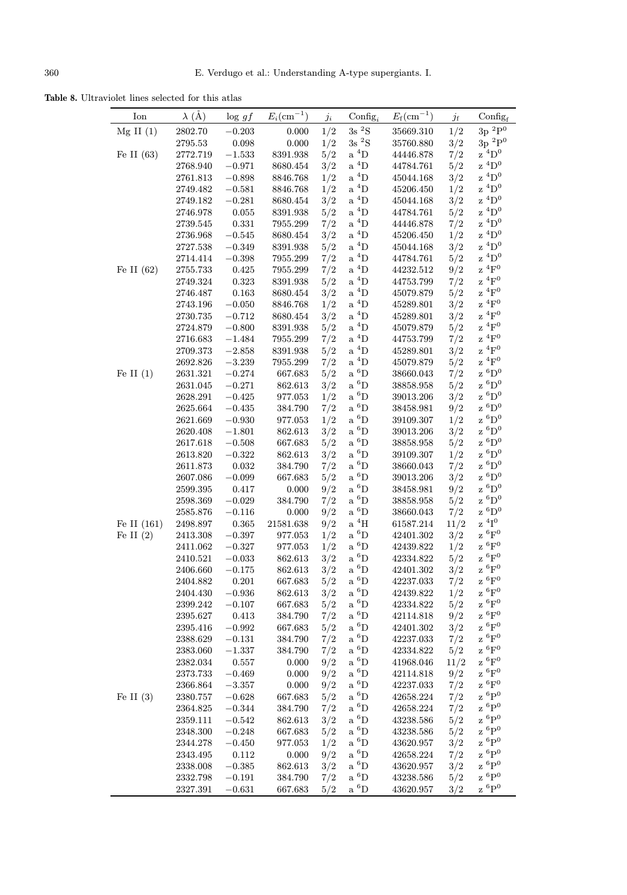**Table 8.** Ultraviolet lines selected for this atlas

| Ion | $\lambda$ (Å) | log $gf$ | $E_i$(cm$^{-1}$) | $j_i$ | Config$_i$ | $E_f$(cm$^{-1}$) | $j_f$ | Config$_f$ |
|---|---|---|---|---|---|---|---|---|
| Mg II (1) | 2802.70 | −0.203 | 0.000 | 1/2 | 3s $^2$S | 35669.310 | 1/2 | 3p $^2$P$^0$ |
| | 2795.53 | 0.098 | 0.000 | 1/2 | 3s $^2$S | 35760.880 | 3/2 | 3p $^2$P$^0$ |
| Fe II (63) | 2772.719 | −1.533 | 8391.938 | 5/2 | a $^4$D | 44446.878 | 7/2 | z $^4$D$^0$ |
| | 2768.940 | −0.971 | 8680.454 | 3/2 | a $^4$D | 44784.761 | 5/2 | z $^4$D$^0$ |
| | 2761.813 | −0.898 | 8846.768 | 1/2 | a $^4$D | 45044.168 | 3/2 | z $^4$D$^0$ |
| | 2749.482 | −0.581 | 8846.768 | 1/2 | a $^4$D | 45206.450 | 1/2 | z $^4$D$^0$ |
| | 2749.182 | −0.281 | 8680.454 | 3/2 | a $^4$D | 45044.168 | 3/2 | z $^4$D$^0$ |
| | 2746.978 | 0.055 | 8391.938 | 5/2 | a $^4$D | 44784.761 | 5/2 | z $^4$D$^0$ |
| | 2739.545 | 0.331 | 7955.299 | 7/2 | a $^4$D | 44446.878 | 7/2 | z $^4$D$^0$ |
| | 2736.968 | −0.545 | 8680.454 | 3/2 | a $^4$D | 45206.450 | 1/2 | z $^4$D$^0$ |
| | 2727.538 | −0.349 | 8391.938 | 5/2 | a $^4$D | 45044.168 | 3/2 | z $^4$D$^0$ |
| | 2714.414 | −0.398 | 7955.299 | 7/2 | a $^4$D | 44784.761 | 5/2 | z $^4$D$^0$ |
| Fe II (62) | 2755.733 | 0.425 | 7955.299 | 7/2 | a $^4$D | 44232.512 | 9/2 | z $^4$F$^0$ |
| | 2749.324 | 0.323 | 8391.938 | 5/2 | a $^4$D | 44753.799 | 7/2 | z $^4$F$^0$ |
| | 2746.487 | 0.163 | 8680.454 | 3/2 | a $^4$D | 45079.879 | 5/2 | z $^4$F$^0$ |
| | 2743.196 | −0.050 | 8846.768 | 1/2 | a $^4$D | 45289.801 | 3/2 | z $^4$F$^0$ |
| | 2730.735 | −0.712 | 8680.454 | 3/2 | a $^4$D | 45289.801 | 3/2 | z $^4$F$^0$ |
| | 2724.879 | −0.800 | 8391.938 | 5/2 | a $^4$D | 45079.879 | 5/2 | z $^4$F$^0$ |
| | 2716.683 | −1.484 | 7955.299 | 7/2 | a $^4$D | 44753.799 | 7/2 | z $^4$F$^0$ |
| | 2709.373 | −2.858 | 8391.938 | 5/2 | a $^4$D | 45289.801 | 3/2 | z $^4$F$^0$ |
| | 2692.826 | −3.239 | 7955.299 | 7/2 | a $^4$D | 45079.879 | 5/2 | z $^4$F$^0$ |
| Fe II (1) | 2631.321 | −0.274 | 667.683 | 5/2 | a $^6$D | 38660.043 | 7/2 | z $^6$D$^0$ |
| | 2631.045 | −0.271 | 862.613 | 3/2 | a $^6$D | 38858.958 | 5/2 | z $^6$D$^0$ |
| | 2628.291 | −0.425 | 977.053 | 1/2 | a $^6$D | 39013.206 | 3/2 | z $^6$D$^0$ |
| | 2625.664 | −0.435 | 384.790 | 7/2 | a $^6$D | 38458.981 | 9/2 | z $^6$D$^0$ |
| | 2621.669 | −0.930 | 977.053 | 1/2 | a $^6$D | 39109.307 | 1/2 | z $^6$D$^0$ |
| | 2620.408 | −1.801 | 862.613 | 3/2 | a $^6$D | 39013.206 | 3/2 | z $^6$D$^0$ |
| | 2617.618 | −0.508 | 667.683 | 5/2 | a $^6$D | 38858.958 | 5/2 | z $^6$D$^0$ |
| | 2613.820 | −0.322 | 862.613 | 3/2 | a $^6$D | 39109.307 | 1/2 | z $^6$D$^0$ |
| | 2611.873 | 0.032 | 384.790 | 7/2 | a $^6$D | 38660.043 | 7/2 | z $^6$D$^0$ |
| | 2607.086 | −0.099 | 667.683 | 5/2 | a $^6$D | 39013.206 | 3/2 | z $^6$D$^0$ |
| | 2599.395 | 0.417 | 0.000 | 9/2 | a $^6$D | 38458.981 | 9/2 | z $^6$D$^0$ |
| | 2598.369 | −0.029 | 384.790 | 7/2 | a $^6$D | 38858.958 | 5/2 | z $^6$D$^0$ |
| | 2585.876 | −0.116 | 0.000 | 9/2 | a $^6$D | 38660.043 | 7/2 | z $^6$D$^0$ |
| Fe II (161) | 2498.897 | 0.365 | 21581.638 | 9/2 | a $^4$H | 61587.214 | 11/2 | z $^4$I$^0$ |
| Fe II (2) | 2413.308 | −0.397 | 977.053 | 1/2 | a $^6$D | 42401.302 | 3/2 | z $^6$F$^0$ |
| | 2411.062 | −0.327 | 977.053 | 1/2 | a $^6$D | 42439.822 | 1/2 | z $^6$F$^0$ |
| | 2410.521 | −0.033 | 862.613 | 3/2 | a $^6$D | 42334.822 | 5/2 | z $^6$F$^0$ |
| | 2406.660 | −0.175 | 862.613 | 3/2 | a $^6$D | 42401.302 | 3/2 | z $^6$F$^0$ |
| | 2404.882 | 0.201 | 667.683 | 5/2 | a $^6$D | 42237.033 | 7/2 | z $^6$F$^0$ |
| | 2404.430 | −0.936 | 862.613 | 3/2 | a $^6$D | 42439.822 | 1/2 | z $^6$F$^0$ |
| | 2399.242 | −0.107 | 667.683 | 5/2 | a $^6$D | 42334.822 | 5/2 | z $^6$F$^0$ |
| | 2395.627 | 0.413 | 384.790 | 7/2 | a $^6$D | 42114.818 | 9/2 | z $^6$F$^0$ |
| | 2395.416 | −0.992 | 667.683 | 5/2 | a $^6$D | 42401.302 | 3/2 | z $^6$F$^0$ |
| | 2388.629 | −0.131 | 384.790 | 7/2 | a $^6$D | 42237.033 | 7/2 | z $^6$F$^0$ |
| | 2383.060 | −1.337 | 384.790 | 7/2 | a $^6$D | 42334.822 | 5/2 | z $^6$F$^0$ |
| | 2382.034 | 0.557 | 0.000 | 9/2 | a $^6$D | 41968.046 | 11/2 | z $^6$F$^0$ |
| | 2373.733 | −0.469 | 0.000 | 9/2 | a $^6$D | 42114.818 | 9/2 | z $^6$F$^0$ |
| | 2366.864 | −3.357 | 0.000 | 9/2 | a $^6$D | 42237.033 | 7/2 | z $^6$F$^0$ |
| Fe II (3) | 2380.757 | −0.628 | 667.683 | 5/2 | a $^6$D | 42658.224 | 7/2 | z $^6$P$^0$ |
| | 2364.825 | −0.344 | 384.790 | 7/2 | a $^6$D | 42658.224 | 7/2 | z $^6$P$^0$ |
| | 2359.111 | −0.542 | 862.613 | 3/2 | a $^6$D | 43238.586 | 5/2 | z $^6$P$^0$ |
| | 2348.300 | −0.248 | 667.683 | 5/2 | a $^6$D | 43238.586 | 5/2 | z $^6$P$^0$ |
| | 2344.278 | −0.450 | 977.053 | 1/2 | a $^6$D | 43620.957 | 3/2 | z $^6$P$^0$ |
| | 2343.495 | 0.112 | 0.000 | 9/2 | a $^6$D | 42658.224 | 7/2 | z $^6$P$^0$ |
| | 2338.008 | −0.385 | 862.613 | 3/2 | a $^6$D | 43620.957 | 3/2 | z $^6$P$^0$ |
| | 2332.798 | −0.191 | 384.790 | 7/2 | a $^6$D | 43238.586 | 5/2 | z $^6$P$^0$ |
| | 2327.391 | −0.631 | 667.683 | 5/2 | a $^6$D | 43620.957 | 3/2 | z $^6$P$^0$ |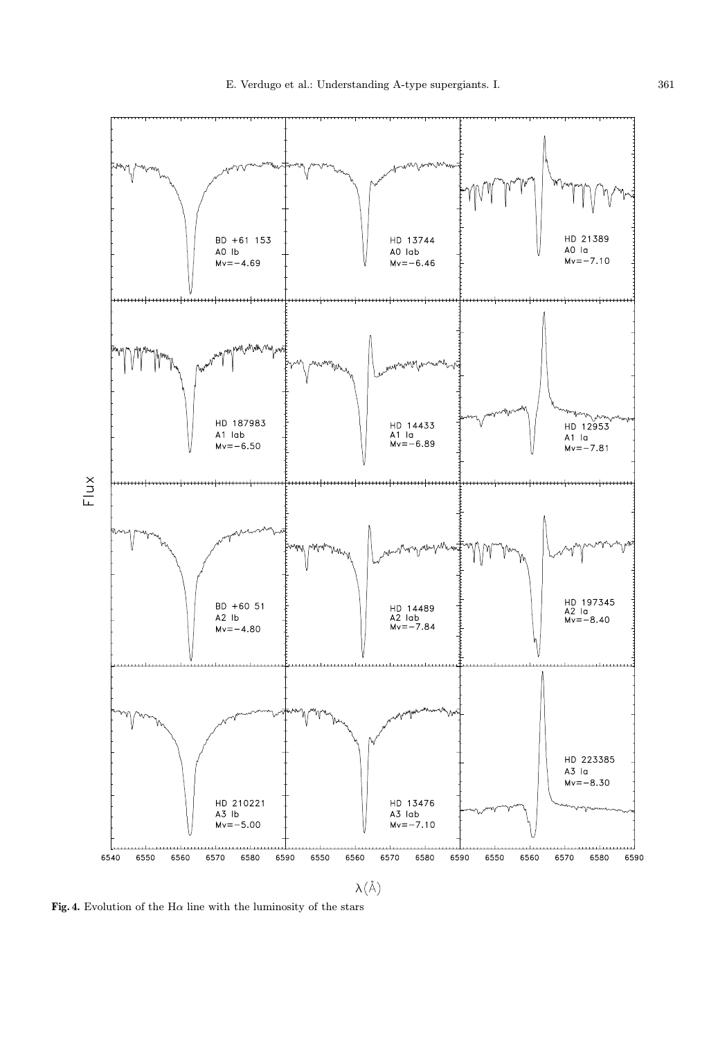**Fig. 4.** Evolution of the Hα line with the luminosity of the stars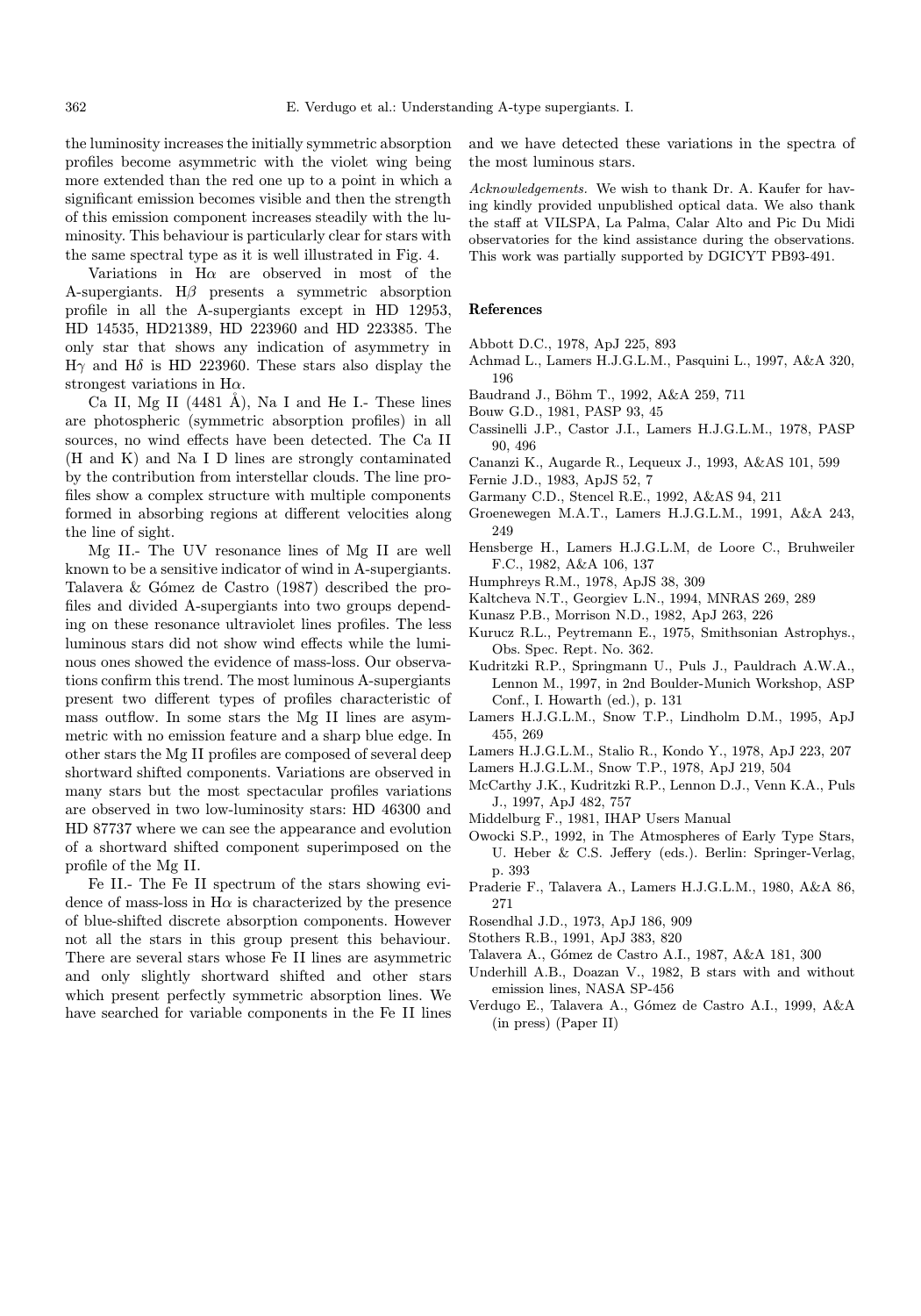the luminosity increases the initially symmetric absorption profiles become asymmetric with the violet wing being more extended than the red one up to a point in which a significant emission becomes visible and then the strength of this emission component increases steadily with the luminosity. This behaviour is particularly clear for stars with the same spectral type as it is well illustrated in Fig. 4.

Variations in H$\alpha$ are observed in most of the A-supergiants. H$\beta$ presents a symmetric absorption profile in all the A-supergiants except in HD 12953, HD 14535, HD21389, HD 223960 and HD 223385. The only star that shows any indication of asymmetry in H$\gamma$ and H$\delta$ is HD 223960. These stars also display the strongest variations in H$\alpha$.

Ca II, Mg II (4481 Å), Na I and He I.- These lines are photospheric (symmetric absorption profiles) in all sources, no wind effects have been detected. The Ca II (H and K) and Na I D lines are strongly contaminated by the contribution from interstellar clouds. The line profiles show a complex structure with multiple components formed in absorbing regions at different velocities along the line of sight.

Mg II.- The UV resonance lines of Mg II are well known to be a sensitive indicator of wind in A-supergiants. Talavera & Gómez de Castro (1987) described the profiles and divided A-supergiants into two groups depending on these resonance ultraviolet lines profiles. The less luminous stars did not show wind effects while the luminous ones showed the evidence of mass-loss. Our observations confirm this trend. The most luminous A-supergiants present two different types of profiles characteristic of mass outflow. In some stars the Mg II lines are asymmetric with no emission feature and a sharp blue edge. In other stars the Mg II profiles are composed of several deep shortward shifted components. Variations are observed in many stars but the most spectacular profiles variations are observed in two low-luminosity stars: HD 46300 and HD 87737 where we can see the appearance and evolution of a shortward shifted component superimposed on the profile of the Mg II.

Fe II.- The Fe II spectrum of the stars showing evidence of mass-loss in H$\alpha$ is characterized by the presence of blue-shifted discrete absorption components. However not all the stars in this group present this behaviour. There are several stars whose Fe II lines are asymmetric and only slightly shortward shifted and other stars which present perfectly symmetric absorption lines. We have searched for variable components in the Fe II lines and we have detected these variations in the spectra of the most luminous stars.

*Acknowledgements.* We wish to thank Dr. A. Kaufer for having kindly provided unpublished optical data. We also thank the staff at VILSPA, La Palma, Calar Alto and Pic Du Midi observatories for the kind assistance during the observations. This work was partially supported by DGICYT PB93-491.

## References

Abbott D.C., 1978, ApJ 225, 893

Achmad L., Lamers H.J.G.L.M., Pasquini L., 1997, A&A 320, 196

Baudrand J., Böhm T., 1992, A&A 259, 711

Bouw G.D., 1981, PASP 93, 45

Cassinelli J.P., Castor J.I., Lamers H.J.G.L.M., 1978, PASP 90, 496

Cananzi K., Augarde R., Lequeux J., 1993, A&AS 101, 599

Fernie J.D., 1983, ApJS 52, 7

Garmany C.D., Stencel R.E., 1992, A&AS 94, 211

Groenewegen M.A.T., Lamers H.J.G.L.M., 1991, A&A 243, 249

Hensberge H., Lamers H.J.G.L.M, de Loore C., Bruhweiler F.C., 1982, A&A 106, 137

Humphreys R.M., 1978, ApJS 38, 309

Kaltcheva N.T., Georgiev L.N., 1994, MNRAS 269, 289

Kunasz P.B., Morrison N.D., 1982, ApJ 263, 226

Kurucz R.L., Peytremann E., 1975, Smithsonian Astrophys., Obs. Spec. Rept. No. 362.

Kudritzki R.P., Springmann U., Puls J., Pauldrach A.W.A., Lennon M., 1997, in 2nd Boulder-Munich Workshop, ASP Conf., I. Howarth (ed.), p. 131

Lamers H.J.G.L.M., Snow T.P., Lindholm D.M., 1995, ApJ 455, 269

Lamers H.J.G.L.M., Stalio R., Kondo Y., 1978, ApJ 223, 207

Lamers H.J.G.L.M., Snow T.P., 1978, ApJ 219, 504

McCarthy J.K., Kudritzki R.P., Lennon D.J., Venn K.A., Puls J., 1997, ApJ 482, 757

Middelburg F., 1981, IHAP Users Manual

Owocki S.P., 1992, in The Atmospheres of Early Type Stars, U. Heber & C.S. Jeffery (eds.). Berlin: Springer-Verlag, p. 393

Praderie F., Talavera A., Lamers H.J.G.L.M., 1980, A&A 86, 271

Rosendhal J.D., 1973, ApJ 186, 909

Stothers R.B., 1991, ApJ 383, 820

Talavera A., Gómez de Castro A.I., 1987, A&A 181, 300

Underhill A.B., Doazan V., 1982, B stars with and without emission lines, NASA SP-456

Verdugo E., Talavera A., Gómez de Castro A.I., 1999, A&A (in press) (Paper II)